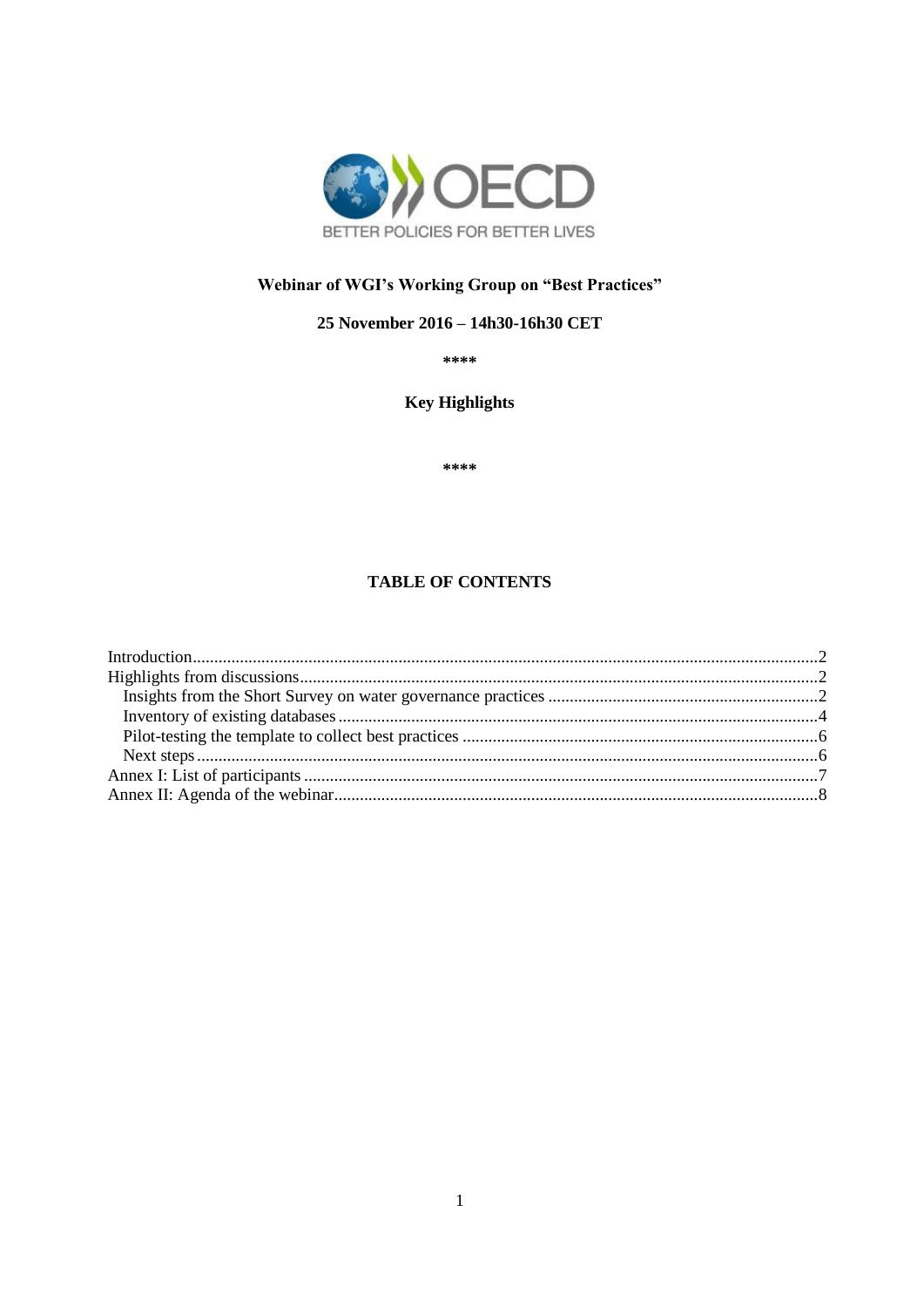# Webinar of WGI's Working Group on "Best Practices"

**25 November 2016 – 14h30-16h30 CET**

\*\*\*\*

**Key Highlights**

\*\*\*\*

## TABLE OF CONTENTS

Introduction....................................................................................................................................2
Highlights from discussions...........................................................................................................2
  Insights from the Short Survey on water governance practices ...............................................2
  Inventory of existing databases ..................................................................................................4
  Pilot-testing the template to collect best practices ...................................................................6
  Next steps ....................................................................................................................................6
Annex I: List of participants .........................................................................................................7
Annex II: Agenda of the webinar...................................................................................................8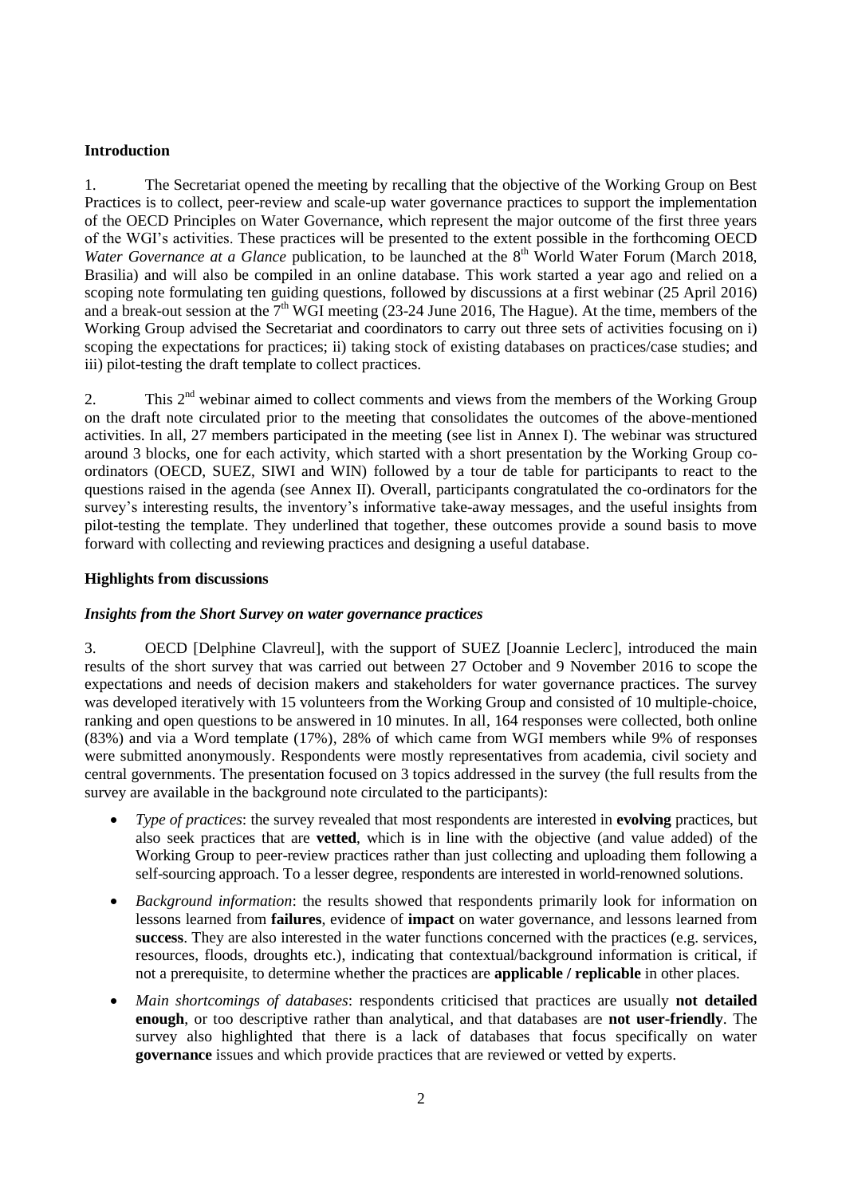**Introduction**

1. The Secretariat opened the meeting by recalling that the objective of the Working Group on Best Practices is to collect, peer-review and scale-up water governance practices to support the implementation of the OECD Principles on Water Governance, which represent the major outcome of the first three years of the WGI's activities. These practices will be presented to the extent possible in the forthcoming OECD *Water Governance at a Glance* publication, to be launched at the 8th World Water Forum (March 2018, Brasilia) and will also be compiled in an online database. This work started a year ago and relied on a scoping note formulating ten guiding questions, followed by discussions at a first webinar (25 April 2016) and a break-out session at the 7th WGI meeting (23-24 June 2016, The Hague). At the time, members of the Working Group advised the Secretariat and coordinators to carry out three sets of activities focusing on i) scoping the expectations for practices; ii) taking stock of existing databases on practices/case studies; and iii) pilot-testing the draft template to collect practices.

2. This 2nd webinar aimed to collect comments and views from the members of the Working Group on the draft note circulated prior to the meeting that consolidates the outcomes of the above-mentioned activities. In all, 27 members participated in the meeting (see list in Annex I). The webinar was structured around 3 blocks, one for each activity, which started with a short presentation by the Working Group co-ordinators (OECD, SUEZ, SIWI and WIN) followed by a tour de table for participants to react to the questions raised in the agenda (see Annex II). Overall, participants congratulated the co-ordinators for the survey's interesting results, the inventory's informative take-away messages, and the useful insights from pilot-testing the template. They underlined that together, these outcomes provide a sound basis to move forward with collecting and reviewing practices and designing a useful database.

**Highlights from discussions**

***Insights from the Short Survey on water governance practices***

3. OECD [Delphine Clavreul], with the support of SUEZ [Joannie Leclerc], introduced the main results of the short survey that was carried out between 27 October and 9 November 2016 to scope the expectations and needs of decision makers and stakeholders for water governance practices. The survey was developed iteratively with 15 volunteers from the Working Group and consisted of 10 multiple-choice, ranking and open questions to be answered in 10 minutes. In all, 164 responses were collected, both online (83%) and via a Word template (17%), 28% of which came from WGI members while 9% of responses were submitted anonymously. Respondents were mostly representatives from academia, civil society and central governments. The presentation focused on 3 topics addressed in the survey (the full results from the survey are available in the background note circulated to the participants):

- *Type of practices*: the survey revealed that most respondents are interested in **evolving** practices, but also seek practices that are **vetted**, which is in line with the objective (and value added) of the Working Group to peer-review practices rather than just collecting and uploading them following a self-sourcing approach. To a lesser degree, respondents are interested in world-renowned solutions.
- *Background information*: the results showed that respondents primarily look for information on lessons learned from **failures**, evidence of **impact** on water governance, and lessons learned from **success**. They are also interested in the water functions concerned with the practices (e.g. services, resources, floods, droughts etc.), indicating that contextual/background information is critical, if not a prerequisite, to determine whether the practices are **applicable / replicable** in other places.
- *Main shortcomings of databases*: respondents criticised that practices are usually **not detailed enough**, or too descriptive rather than analytical, and that databases are **not user-friendly**. The survey also highlighted that there is a lack of databases that focus specifically on water **governance** issues and which provide practices that are reviewed or vetted by experts.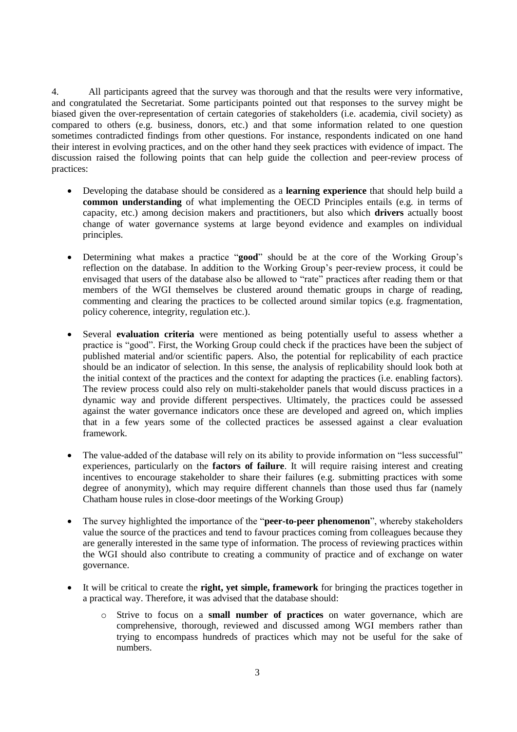4. All participants agreed that the survey was thorough and that the results were very informative, and congratulated the Secretariat. Some participants pointed out that responses to the survey might be biased given the over-representation of certain categories of stakeholders (i.e. academia, civil society) as compared to others (e.g. business, donors, etc.) and that some information related to one question sometimes contradicted findings from other questions. For instance, respondents indicated on one hand their interest in evolving practices, and on the other hand they seek practices with evidence of impact. The discussion raised the following points that can help guide the collection and peer-review process of practices:

- Developing the database should be considered as a **learning experience** that should help build a **common understanding** of what implementing the OECD Principles entails (e.g. in terms of capacity, etc.) among decision makers and practitioners, but also which **drivers** actually boost change of water governance systems at large beyond evidence and examples on individual principles.
- Determining what makes a practice "**good**" should be at the core of the Working Group's reflection on the database. In addition to the Working Group's peer-review process, it could be envisaged that users of the database also be allowed to "rate" practices after reading them or that members of the WGI themselves be clustered around thematic groups in charge of reading, commenting and clearing the practices to be collected around similar topics (e.g. fragmentation, policy coherence, integrity, regulation etc.).
- Several **evaluation criteria** were mentioned as being potentially useful to assess whether a practice is "good". First, the Working Group could check if the practices have been the subject of published material and/or scientific papers. Also, the potential for replicability of each practice should be an indicator of selection. In this sense, the analysis of replicability should look both at the initial context of the practices and the context for adapting the practices (i.e. enabling factors). The review process could also rely on multi-stakeholder panels that would discuss practices in a dynamic way and provide different perspectives. Ultimately, the practices could be assessed against the water governance indicators once these are developed and agreed on, which implies that in a few years some of the collected practices be assessed against a clear evaluation framework.
- The value-added of the database will rely on its ability to provide information on "less successful" experiences, particularly on the **factors of failure**. It will require raising interest and creating incentives to encourage stakeholder to share their failures (e.g. submitting practices with some degree of anonymity), which may require different channels than those used thus far (namely Chatham house rules in close-door meetings of the Working Group)
- The survey highlighted the importance of the "**peer-to-peer phenomenon**", whereby stakeholders value the source of the practices and tend to favour practices coming from colleagues because they are generally interested in the same type of information. The process of reviewing practices within the WGI should also contribute to creating a community of practice and of exchange on water governance.
- It will be critical to create the **right, yet simple, framework** for bringing the practices together in a practical way. Therefore, it was advised that the database should:
  - Strive to focus on a **small number of practices** on water governance, which are comprehensive, thorough, reviewed and discussed among WGI members rather than trying to encompass hundreds of practices which may not be useful for the sake of numbers.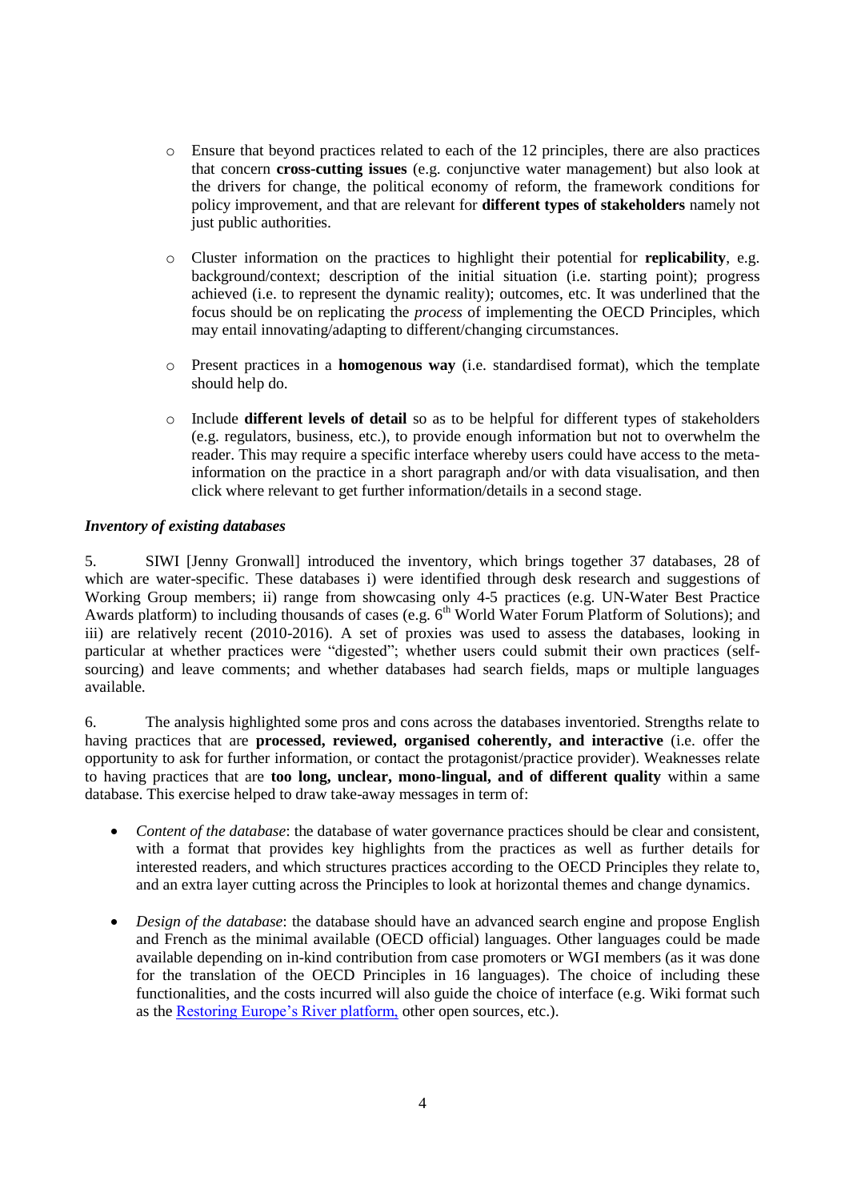- Ensure that beyond practices related to each of the 12 principles, there are also practices that concern **cross-cutting issues** (e.g. conjunctive water management) but also look at the drivers for change, the political economy of reform, the framework conditions for policy improvement, and that are relevant for **different types of stakeholders** namely not just public authorities.

- Cluster information on the practices to highlight their potential for **replicability**, e.g. background/context; description of the initial situation (i.e. starting point); progress achieved (i.e. to represent the dynamic reality); outcomes, etc. It was underlined that the focus should be on replicating the *process* of implementing the OECD Principles, which may entail innovating/adapting to different/changing circumstances.

- Present practices in a **homogenous way** (i.e. standardised format), which the template should help do.

- Include **different levels of detail** so as to be helpful for different types of stakeholders (e.g. regulators, business, etc.), to provide enough information but not to overwhelm the reader. This may require a specific interface whereby users could have access to the meta-information on the practice in a short paragraph and/or with data visualisation, and then click where relevant to get further information/details in a second stage.

***Inventory of existing databases***

5. SIWI [Jenny Gronwall] introduced the inventory, which brings together 37 databases, 28 of which are water-specific. These databases i) were identified through desk research and suggestions of Working Group members; ii) range from showcasing only 4-5 practices (e.g. UN-Water Best Practice Awards platform) to including thousands of cases (e.g. 6th World Water Forum Platform of Solutions); and iii) are relatively recent (2010-2016). A set of proxies was used to assess the databases, looking in particular at whether practices were "digested"; whether users could submit their own practices (self-sourcing) and leave comments; and whether databases had search fields, maps or multiple languages available.

6. The analysis highlighted some pros and cons across the databases inventoried. Strengths relate to having practices that are **processed, reviewed, organised coherently, and interactive** (i.e. offer the opportunity to ask for further information, or contact the protagonist/practice provider). Weaknesses relate to having practices that are **too long, unclear, mono-lingual, and of different quality** within a same database. This exercise helped to draw take-away messages in term of:

- *Content of the database*: the database of water governance practices should be clear and consistent, with a format that provides key highlights from the practices as well as further details for interested readers, and which structures practices according to the OECD Principles they relate to, and an extra layer cutting across the Principles to look at horizontal themes and change dynamics.

- *Design of the database*: the database should have an advanced search engine and propose English and French as the minimal available (OECD official) languages. Other languages could be made available depending on in-kind contribution from case promoters or WGI members (as it was done for the translation of the OECD Principles in 16 languages). The choice of including these functionalities, and the costs incurred will also guide the choice of interface (e.g. Wiki format such as the Restoring Europe's River platform, other open sources, etc.).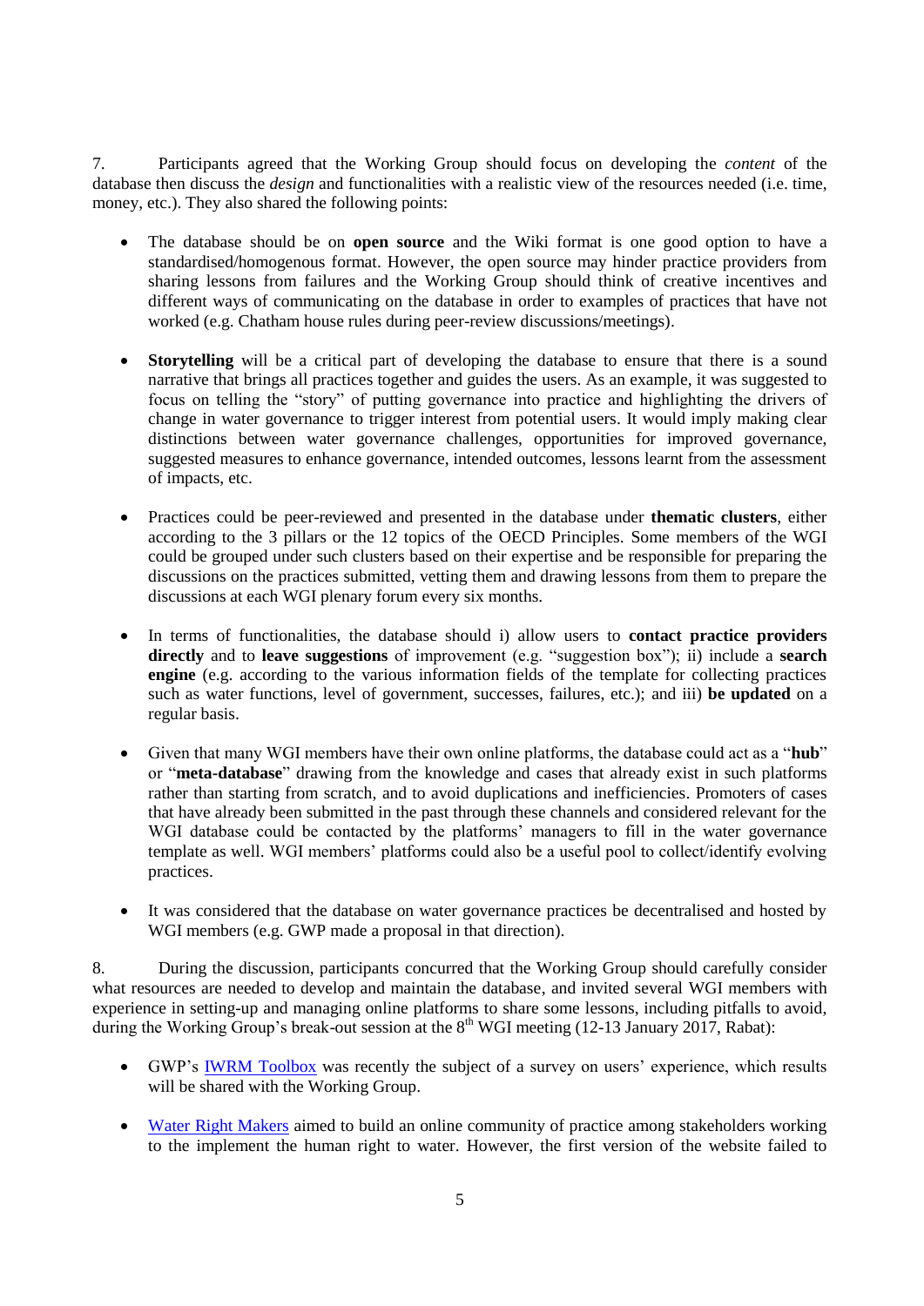7. Participants agreed that the Working Group should focus on developing the *content* of the database then discuss the *design* and functionalities with a realistic view of the resources needed (i.e. time, money, etc.). They also shared the following points:

- The database should be on **open source** and the Wiki format is one good option to have a standardised/homogenous format. However, the open source may hinder practice providers from sharing lessons from failures and the Working Group should think of creative incentives and different ways of communicating on the database in order to examples of practices that have not worked (e.g. Chatham house rules during peer-review discussions/meetings).

- **Storytelling** will be a critical part of developing the database to ensure that there is a sound narrative that brings all practices together and guides the users. As an example, it was suggested to focus on telling the "story" of putting governance into practice and highlighting the drivers of change in water governance to trigger interest from potential users. It would imply making clear distinctions between water governance challenges, opportunities for improved governance, suggested measures to enhance governance, intended outcomes, lessons learnt from the assessment of impacts, etc.

- Practices could be peer-reviewed and presented in the database under **thematic clusters**, either according to the 3 pillars or the 12 topics of the OECD Principles. Some members of the WGI could be grouped under such clusters based on their expertise and be responsible for preparing the discussions on the practices submitted, vetting them and drawing lessons from them to prepare the discussions at each WGI plenary forum every six months.

- In terms of functionalities, the database should i) allow users to **contact practice providers directly** and to **leave suggestions** of improvement (e.g. "suggestion box"); ii) include a **search engine** (e.g. according to the various information fields of the template for collecting practices such as water functions, level of government, successes, failures, etc.); and iii) **be updated** on a regular basis.

- Given that many WGI members have their own online platforms, the database could act as a "**hub**" or "**meta-database**" drawing from the knowledge and cases that already exist in such platforms rather than starting from scratch, and to avoid duplications and inefficiencies. Promoters of cases that have already been submitted in the past through these channels and considered relevant for the WGI database could be contacted by the platforms' managers to fill in the water governance template as well. WGI members' platforms could also be a useful pool to collect/identify evolving practices.

- It was considered that the database on water governance practices be decentralised and hosted by WGI members (e.g. GWP made a proposal in that direction).

8. During the discussion, participants concurred that the Working Group should carefully consider what resources are needed to develop and maintain the database, and invited several WGI members with experience in setting-up and managing online platforms to share some lessons, including pitfalls to avoid, during the Working Group's break-out session at the 8th WGI meeting (12-13 January 2017, Rabat):

- GWP's IWRM Toolbox was recently the subject of a survey on users' experience, which results will be shared with the Working Group.

- Water Right Makers aimed to build an online community of practice among stakeholders working to the implement the human right to water. However, the first version of the website failed to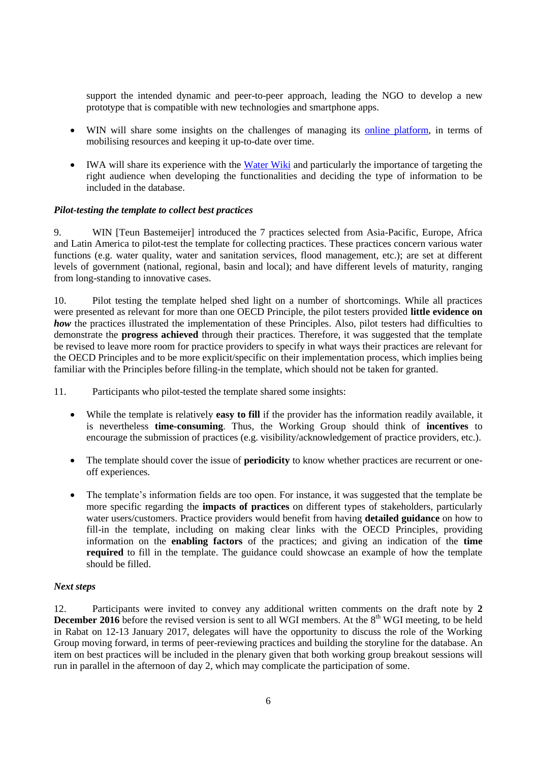support the intended dynamic and peer-to-peer approach, leading the NGO to develop a new prototype that is compatible with new technologies and smartphone apps.

- WIN will share some insights on the challenges of managing its [online platform](), in terms of mobilising resources and keeping it up-to-date over time.
- IWA will share its experience with the [Water Wiki]() and particularly the importance of targeting the right audience when developing the functionalities and deciding the type of information to be included in the database.

***Pilot-testing the template to collect best practices***

9. WIN [Teun Bastemeijer] introduced the 7 practices selected from Asia-Pacific, Europe, Africa and Latin America to pilot-test the template for collecting practices. These practices concern various water functions (e.g. water quality, water and sanitation services, flood management, etc.); are set at different levels of government (national, regional, basin and local); and have different levels of maturity, ranging from long-standing to innovative cases.

10. Pilot testing the template helped shed light on a number of shortcomings. While all practices were presented as relevant for more than one OECD Principle, the pilot testers provided **little evidence on *how*** the practices illustrated the implementation of these Principles. Also, pilot testers had difficulties to demonstrate the **progress achieved** through their practices. Therefore, it was suggested that the template be revised to leave more room for practice providers to specify in what ways their practices are relevant for the OECD Principles and to be more explicit/specific on their implementation process, which implies being familiar with the Principles before filling-in the template, which should not be taken for granted.

11. Participants who pilot-tested the template shared some insights:

- While the template is relatively **easy to fill** if the provider has the information readily available, it is nevertheless **time-consuming**. Thus, the Working Group should think of **incentives** to encourage the submission of practices (e.g. visibility/acknowledgement of practice providers, etc.).
- The template should cover the issue of **periodicity** to know whether practices are recurrent or one-off experiences.
- The template's information fields are too open. For instance, it was suggested that the template be more specific regarding the **impacts of practices** on different types of stakeholders, particularly water users/customers. Practice providers would benefit from having **detailed guidance** on how to fill-in the template, including on making clear links with the OECD Principles, providing information on the **enabling factors** of the practices; and giving an indication of the **time required** to fill in the template. The guidance could showcase an example of how the template should be filled.

***Next steps***

12. Participants were invited to convey any additional written comments on the draft note by **2 December 2016** before the revised version is sent to all WGI members. At the 8th WGI meeting, to be held in Rabat on 12-13 January 2017, delegates will have the opportunity to discuss the role of the Working Group moving forward, in terms of peer-reviewing practices and building the storyline for the database. An item on best practices will be included in the plenary given that both working group breakout sessions will run in parallel in the afternoon of day 2, which may complicate the participation of some.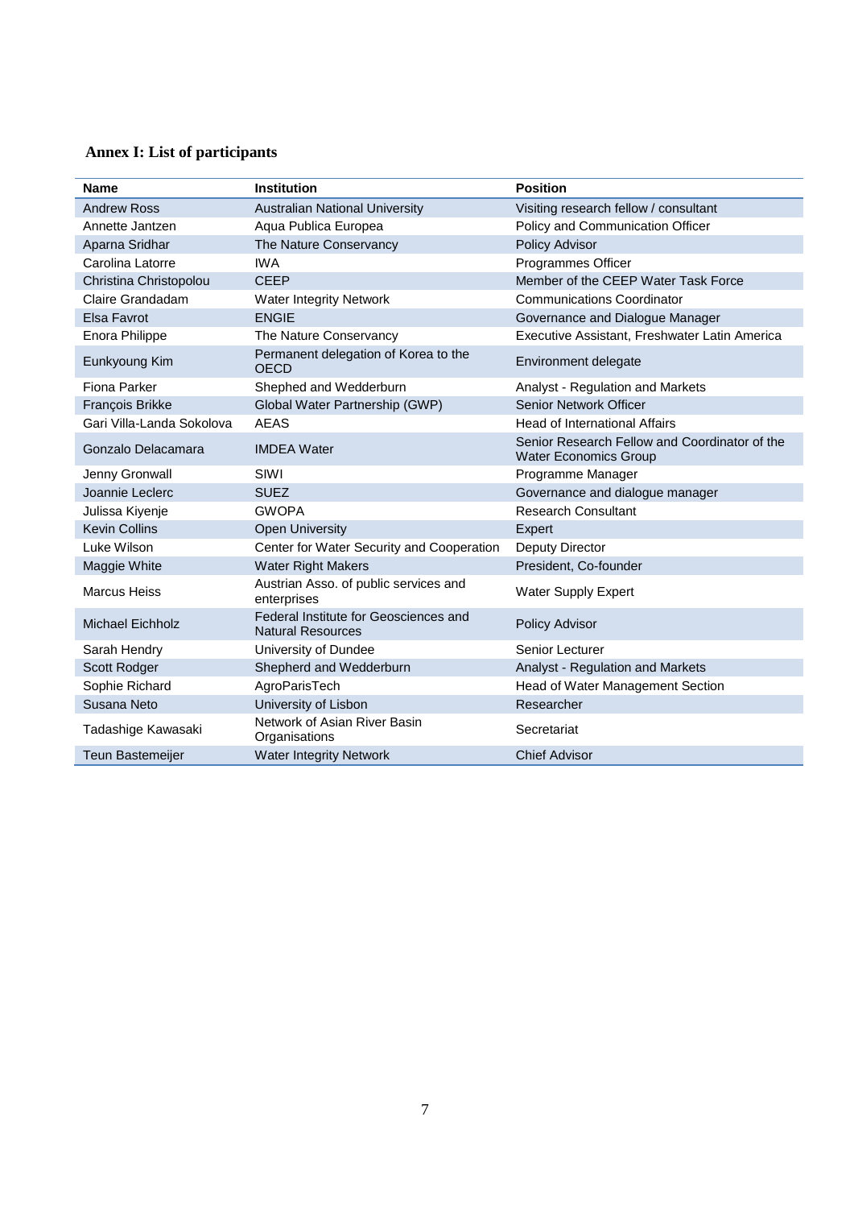## Annex I: List of participants

| Name | Institution | Position |
|---|---|---|
| Andrew Ross | Australian National University | Visiting research fellow / consultant |
| Annette Jantzen | Aqua Publica Europea | Policy and Communication Officer |
| Aparna Sridhar | The Nature Conservancy | Policy Advisor |
| Carolina Latorre | IWA | Programmes Officer |
| Christina Christopolou | CEEP | Member of the CEEP Water Task Force |
| Claire Grandadam | Water Integrity Network | Communications Coordinator |
| Elsa Favrot | ENGIE | Governance and Dialogue Manager |
| Enora Philippe | The Nature Conservancy | Executive Assistant, Freshwater Latin America |
| Eunkyoung Kim | Permanent delegation of Korea to the OECD | Environment delegate |
| Fiona Parker | Shephed and Wedderburn | Analyst - Regulation and Markets |
| François Brikke | Global Water Partnership (GWP) | Senior Network Officer |
| Gari Villa-Landa Sokolova | AEAS | Head of International Affairs |
| Gonzalo Delacamara | IMDEA Water | Senior Research Fellow and Coordinator of the Water Economics Group |
| Jenny Gronwall | SIWI | Programme Manager |
| Joannie Leclerc | SUEZ | Governance and dialogue manager |
| Julissa Kiyenje | GWOPA | Research Consultant |
| Kevin Collins | Open University | Expert |
| Luke Wilson | Center for Water Security and Cooperation | Deputy Director |
| Maggie White | Water Right Makers | President, Co-founder |
| Marcus Heiss | Austrian Asso. of public services and enterprises | Water Supply Expert |
| Michael Eichholz | Federal Institute for Geosciences and Natural Resources | Policy Advisor |
| Sarah Hendry | University of Dundee | Senior Lecturer |
| Scott Rodger | Shepherd and Wedderburn | Analyst - Regulation and Markets |
| Sophie Richard | AgroParisTech | Head of Water Management Section |
| Susana Neto | University of Lisbon | Researcher |
| Tadashige Kawasaki | Network of Asian River Basin Organisations | Secretariat |
| Teun Bastemeijer | Water Integrity Network | Chief Advisor |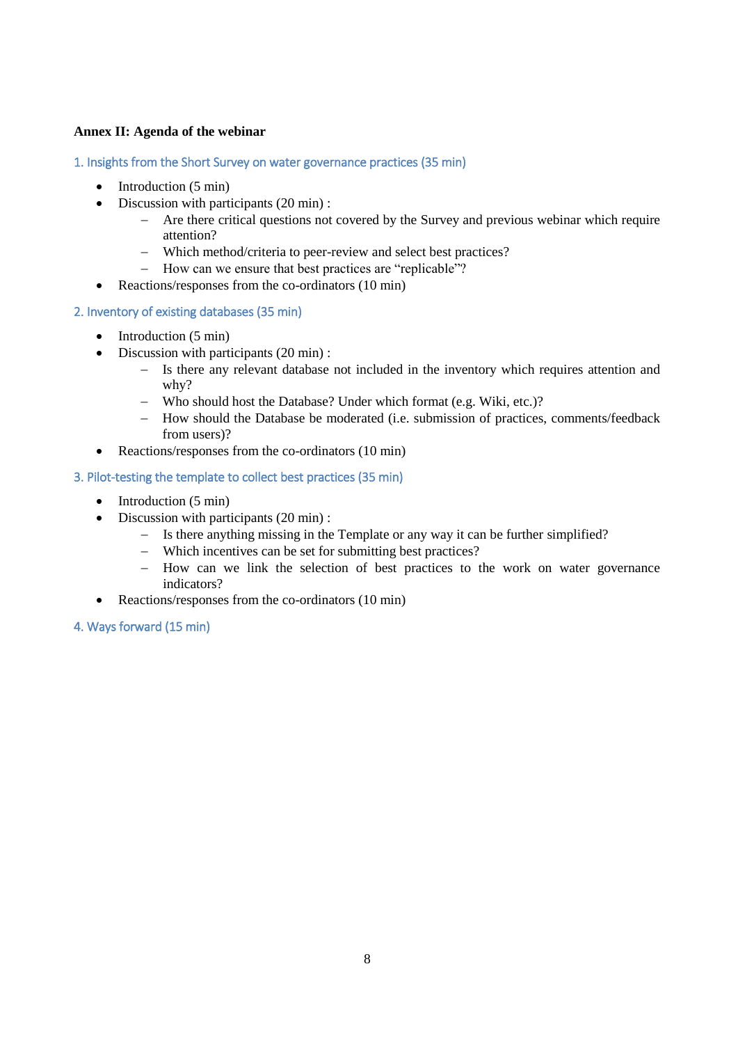**Annex II: Agenda of the webinar**

## 1. Insights from the Short Survey on water governance practices (35 min)

- Introduction (5 min)
- Discussion with participants (20 min) :
  - Are there critical questions not covered by the Survey and previous webinar which require attention?
  - Which method/criteria to peer-review and select best practices?
  - How can we ensure that best practices are "replicable"?
- Reactions/responses from the co-ordinators (10 min)

## 2. Inventory of existing databases (35 min)

- Introduction (5 min)
- Discussion with participants (20 min) :
  - Is there any relevant database not included in the inventory which requires attention and why?
  - Who should host the Database? Under which format (e.g. Wiki, etc.)?
  - How should the Database be moderated (i.e. submission of practices, comments/feedback from users)?
- Reactions/responses from the co-ordinators (10 min)

## 3. Pilot-testing the template to collect best practices (35 min)

- Introduction (5 min)
- Discussion with participants (20 min) :
  - Is there anything missing in the Template or any way it can be further simplified?
  - Which incentives can be set for submitting best practices?
  - How can we link the selection of best practices to the work on water governance indicators?
- Reactions/responses from the co-ordinators (10 min)

## 4. Ways forward (15 min)